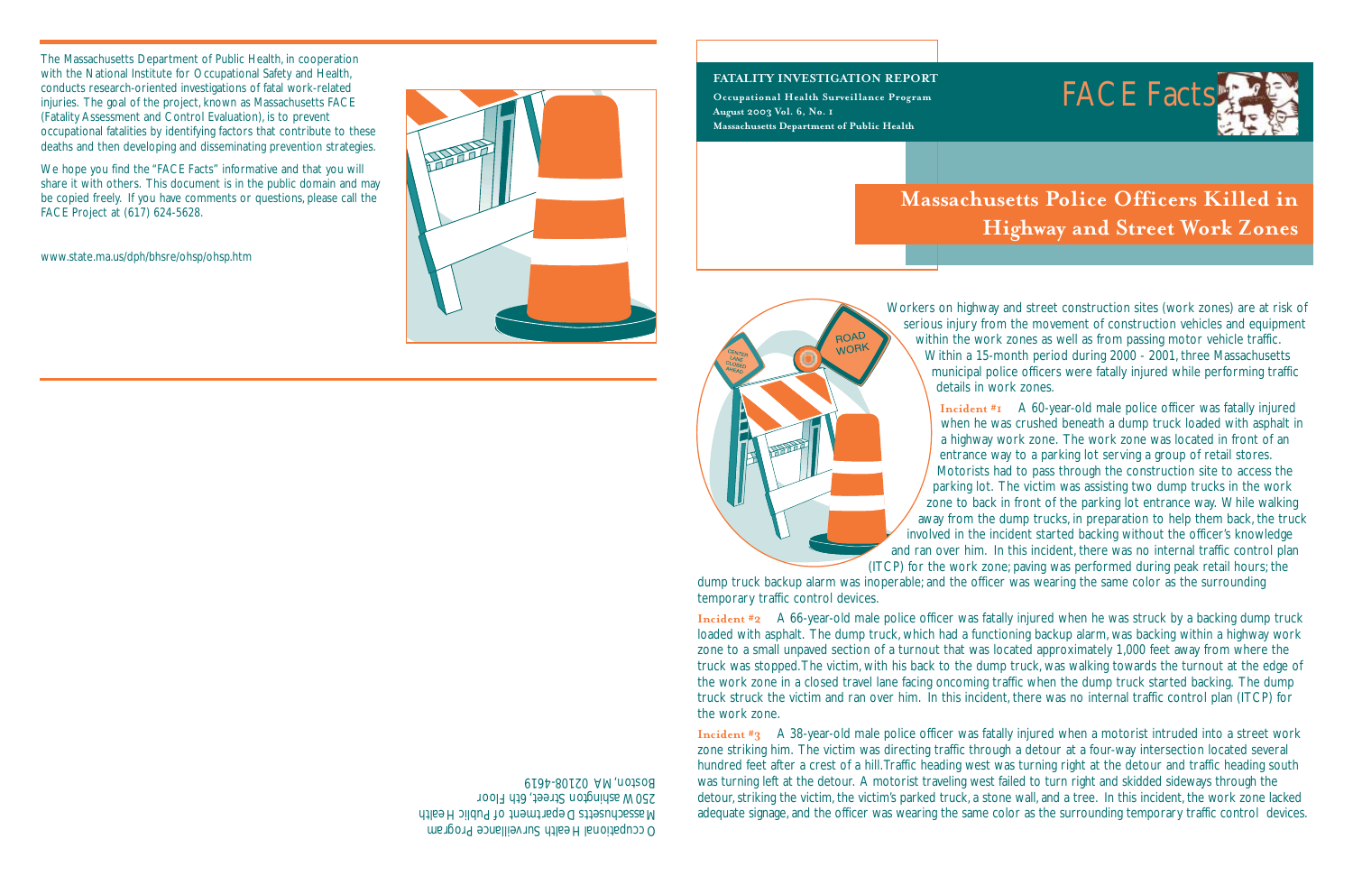The Massachusetts Department of Public Health, in cooperation with the National Institute for Occupational Safety and Health, conducts research-oriented investigations of fatal work-related injuries. The goal of the project, known as Massachusetts FACE (Fatality Assessment and Control Evaluation), is to prevent occupational fatalities by identifying factors that contribute to these deaths and then developing and disseminating prevention strategies.

We hope you find the "FACE Facts" informative and that you will share it with others. This document is in the public domain and may be copied freely. If you have comments or questions, please call the FACE Project at (617) 624-5628.

www.state.ma.us/dph/bhsre/ohsp/ohsp.htm

Occupational Health Surveillance Program
Massachusetts Department of Public Health
250 Washington Street, 6th Floor
Boston, MA 02108-4619

**FATALITY INVESTIGATION REPORT**

**Occupational Health Surveillance Program**
**August 2003 Vol. 6, No. 1**
**Massachusetts Department of Public Health**

FACE Facts

# Massachusetts Police Officers Killed in Highway and Street Work Zones

Workers on highway and street construction sites (work zones) are at risk of serious injury from the movement of construction vehicles and equipment within the work zones as well as from passing motor vehicle traffic. Within a 15-month period during 2000 - 2001, three Massachusetts municipal police officers were fatally injured while performing traffic details in work zones.

**Incident #1** A 60-year-old male police officer was fatally injured when he was crushed beneath a dump truck loaded with asphalt in a highway work zone. The work zone was located in front of an entrance way to a parking lot serving a group of retail stores. Motorists had to pass through the construction site to access the parking lot. The victim was assisting two dump trucks in the work zone to back in front of the parking lot entrance way. While walking away from the dump trucks, in preparation to help them back, the truck involved in the incident started backing without the officer's knowledge and ran over him. In this incident, there was no internal traffic control plan (ITCP) for the work zone; paving was performed during peak retail hours; the dump truck backup alarm was inoperable; and the officer was wearing the same color as the surrounding temporary traffic control devices.

**Incident #2** A 66-year-old male police officer was fatally injured when he was struck by a backing dump truck loaded with asphalt. The dump truck, which had a functioning backup alarm, was backing within a highway work zone to a small unpaved section of a turnout that was located approximately 1,000 feet away from where the truck was stopped. The victim, with his back to the dump truck, was walking towards the turnout at the edge of the work zone in a closed travel lane facing oncoming traffic when the dump truck started backing. The dump truck struck the victim and ran over him. In this incident, there was no internal traffic control plan (ITCP) for the work zone.

**Incident #3** A 38-year-old male police officer was fatally injured when a motorist intruded into a street work zone striking him. The victim was directing traffic through a detour at a four-way intersection located several hundred feet after a crest of a hill. Traffic heading west was turning right at the detour and traffic heading south was turning left at the detour. A motorist traveling west failed to turn right and skidded sideways through the detour, striking the victim, the victim's parked truck, a stone wall, and a tree. In this incident, the work zone lacked adequate signage, and the officer was wearing the same color as the surrounding temporary traffic control devices.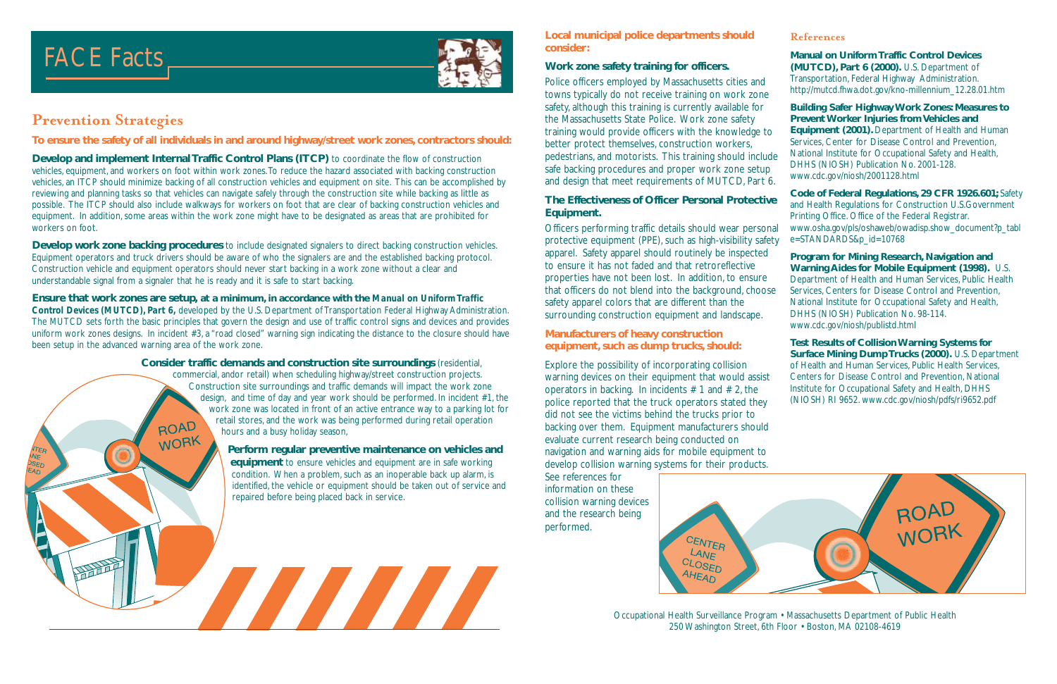# FACE Facts

## Prevention Strategies

**To ensure the safety of all individuals in and around highway/street work zones, contractors should:**

**Develop and implement Internal Traffic Control Plans (ITCP)** to coordinate the flow of construction vehicles, equipment, and workers on foot within work zones. To reduce the hazard associated with backing construction vehicles, an ITCP should minimize backing of all construction vehicles and equipment on site. This can be accomplished by reviewing and planning tasks so that vehicles can navigate safely through the construction site while backing as little as possible. The ITCP should also include walkways for workers on foot that are clear of backing construction vehicles and equipment. In addition, some areas within the work zone might have to be designated as areas that are prohibited for workers on foot.

**Develop work zone backing procedures** to include designated signalers to direct backing construction vehicles. Equipment operators and truck drivers should be aware of who the signalers are and the established backing protocol. Construction vehicle and equipment operators should never start backing in a work zone without a clear and understandable signal from a signaler that he is ready and it is safe to start backing.

**Ensure that work zones are setup, at a minimum, in accordance with the *Manual on Uniform Traffic Control Devices (MUTCD), Part 6,*** developed by the U.S. Department of Transportation Federal Highway Administration. The MUTCD sets forth the basic principles that govern the design and use of traffic control signs and devices and provides uniform work zones designs. In incident #3, a "road closed" warning sign indicating the distance to the closure should have been setup in the advanced warning area of the work zone.

**Consider traffic demands and construction site surroundings** (residential, commercial, andor retail) when scheduling highway/street construction projects. Construction site surroundings and traffic demands will impact the work zone design, and time of day and year work should be performed. In incident #1, the work zone was located in front of an active entrance way to a parking lot for retail stores, and the work was being performed during retail operation hours and a busy holiday season,

**Perform regular preventive maintenance on vehicles and equipment** to ensure vehicles and equipment are in safe working condition. When a problem, such as an inoperable back up alarm, is identified, the vehicle or equipment should be taken out of service and repaired before being placed back in service.

**Local municipal police departments should consider:**

**Work zone safety training for officers.**

Police officers employed by Massachusetts cities and towns typically do not receive training on work zone safety, although this training is currently available for the Massachusetts State Police. Work zone safety training would provide officers with the knowledge to better protect themselves, construction workers, pedestrians, and motorists. This training should include safe backing procedures and proper work zone setup and design that meet requirements of MUTCD, Part 6.

**The Effectiveness of Officer Personal Protective Equipment.**

Officers performing traffic details should wear personal protective equipment (PPE), such as high-visibility safety apparel. Safety apparel should routinely be inspected to ensure it has not faded and that retroreflective properties have not been lost. In addition, to ensure that officers do not blend into the background, choose safety apparel colors that are different than the surrounding construction equipment and landscape.

**Manufacturers of heavy construction equipment, such as dump trucks, should:**

Explore the possibility of incorporating collision warning devices on their equipment that would assist operators in backing. In incidents # 1 and # 2, the police reported that the truck operators stated they did not see the victims behind the trucks prior to backing over them. Equipment manufacturers should evaluate current research being conducted on navigation and warning aids for mobile equipment to develop collision warning systems for their products. See references for information on these collision warning devices and the research being performed.

### References

**Manual on Uniform Traffic Control Devices (MUTCD), Part 6 (2000).** U.S. Department of Transportation, Federal Highway Administration. http://mutcd.fhwa.dot.gov/kno-millennium_12.28.01.htm

**Building Safer Highway Work Zones: Measures to Prevent Worker Injuries from Vehicles and Equipment (2001).** Department of Health and Human Services, Center for Disease Control and Prevention, National Institute for Occupational Safety and Health, DHHS (NIOSH) Publication No. 2001-128. www.cdc.gov/niosh/2001128.html

**Code of Federal Regulations, 29 CFR 1926.601;** Safety and Health Regulations for Construction U.S.Government Printing Office. Office of the Federal Registrar. www.osha.gov/pls/oshaweb/owadisp.show_document?p_table=STANDARDS&p_id=10768

**Program for Mining Research, Navigation and Warning Aides for Mobile Equipment (1998).** U.S. Department of Health and Human Services, Public Health Services, Centers for Disease Control and Prevention, National Institute for Occupational Safety and Health, DHHS (NIOSH) Publication No. 98-114. www.cdc.gov/niosh/publistd.html

**Test Results of Collision Warning Systems for Surface Mining Dump Trucks (2000).** U.S. Department of Health and Human Services, Public Health Services, Centers for Disease Control and Prevention, National Institute for Occupational Safety and Health, DHHS (NIOSH) RI 9652. www.cdc.gov/niosh/pdfs/ri9652.pdf

Occupational Health Surveillance Program • Massachusetts Department of Public Health
250 Washington Street, 6th Floor • Boston, MA 02108-4619